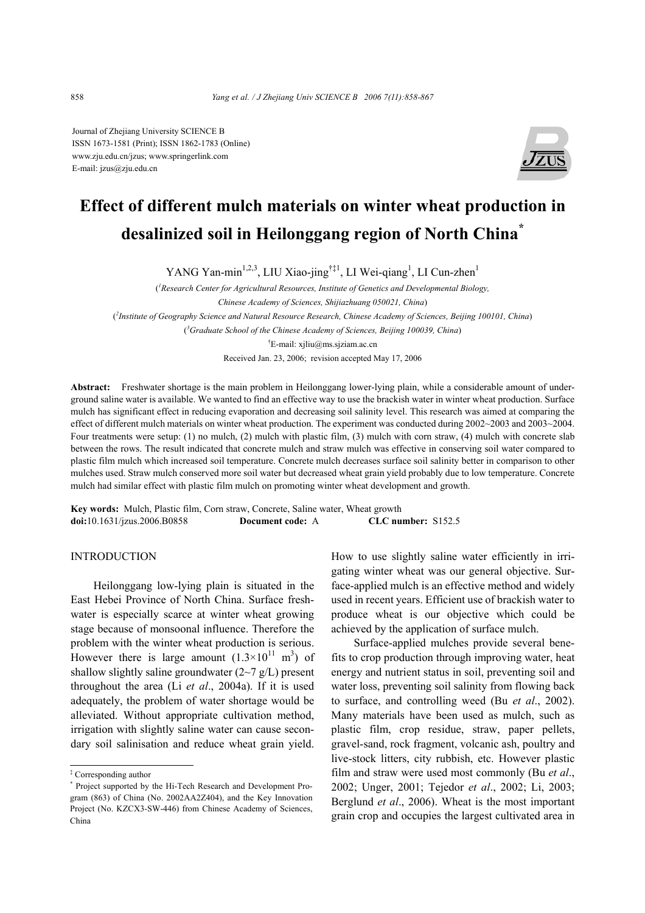Journal of Zhejiang University SCIENCE B
ISSN 1673-1581 (Print); ISSN 1862-1783 (Online)
www.zju.edu.cn/jzus; www.springerlink.com
E-mail: jzus@zju.edu.cn

# Effect of different mulch materials on winter wheat production in desalinized soil in Heilonggang region of North China*

YANG Yan-min[1,2,3], LIU Xiao-jing[†‡1], LI Wei-qiang[1], LI Cun-zhen[1]

([1]Research Center for Agricultural Resources, Institute of Genetics and Developmental Biology, Chinese Academy of Sciences, Shijiazhuang 050021, China)

([2]Institute of Geography Science and Natural Resource Research, Chinese Academy of Sciences, Beijing 100101, China)

([3]Graduate School of the Chinese Academy of Sciences, Beijing 100039, China)

[†]E-mail: xjliu@ms.sjziam.ac.cn

Received Jan. 23, 2006; revision accepted May 17, 2006

**Abstract:** Freshwater shortage is the main problem in Heilonggang lower-lying plain, while a considerable amount of underground saline water is available. We wanted to find an effective way to use the brackish water in winter wheat production. Surface mulch has significant effect in reducing evaporation and decreasing soil salinity level. This research was aimed at comparing the effect of different mulch materials on winter wheat production. The experiment was conducted during 2002~2003 and 2003~2004. Four treatments were setup: (1) no mulch, (2) mulch with plastic film, (3) mulch with corn straw, (4) mulch with concrete slab between the rows. The result indicated that concrete mulch and straw mulch was effective in conserving soil water compared to plastic film mulch which increased soil temperature. Concrete mulch decreases surface soil salinity better in comparison to other mulches used. Straw mulch conserved more soil water but decreased wheat grain yield probably due to low temperature. Concrete mulch had similar effect with plastic film mulch on promoting winter wheat development and growth.

**Key words:** Mulch, Plastic film, Corn straw, Concrete, Saline water, Wheat growth
**doi:**10.1631/jzus.2006.B0858 **Document code:** A **CLC number:** S152.5

## INTRODUCTION

Heilonggang low-lying plain is situated in the East Hebei Province of North China. Surface freshwater is especially scarce at winter wheat growing stage because of monsoonal influence. Therefore the problem with the winter wheat production is serious. However there is large amount ($1.3\times10^{11}$ $m^3$) of shallow slightly saline groundwater (2~7 g/L) present throughout the area (Li *et al*., 2004a). If it is used adequately, the problem of water shortage would be alleviated. Without appropriate cultivation method, irrigation with slightly saline water can cause secondary soil salinisation and reduce wheat grain yield. How to use slightly saline water efficiently in irrigating winter wheat was our general objective. Surface-applied mulch is an effective method and widely used in recent years. Efficient use of brackish water to produce wheat is our objective which could be achieved by the application of surface mulch.

Surface-applied mulches provide several benefits to crop production through improving water, heat energy and nutrient status in soil, preventing soil and water loss, preventing soil salinity from flowing back to surface, and controlling weed (Bu *et al*., 2002). Many materials have been used as mulch, such as plastic film, crop residue, straw, paper pellets, gravel-sand, rock fragment, volcanic ash, poultry and live-stock litters, city rubbish, etc. However plastic film and straw were used most commonly (Bu *et al*., 2002; Unger, 2001; Tejedor *et al*., 2002; Li, 2003; Berglund *et al*., 2006). Wheat is the most important grain crop and occupies the largest cultivated area in

---

‡ Corresponding author

\* Project supported by the Hi-Tech Research and Development Program (863) of China (No. 2002AA2Z404), and the Key Innovation Project (No. KZCX3-SW-446) from Chinese Academy of Sciences, China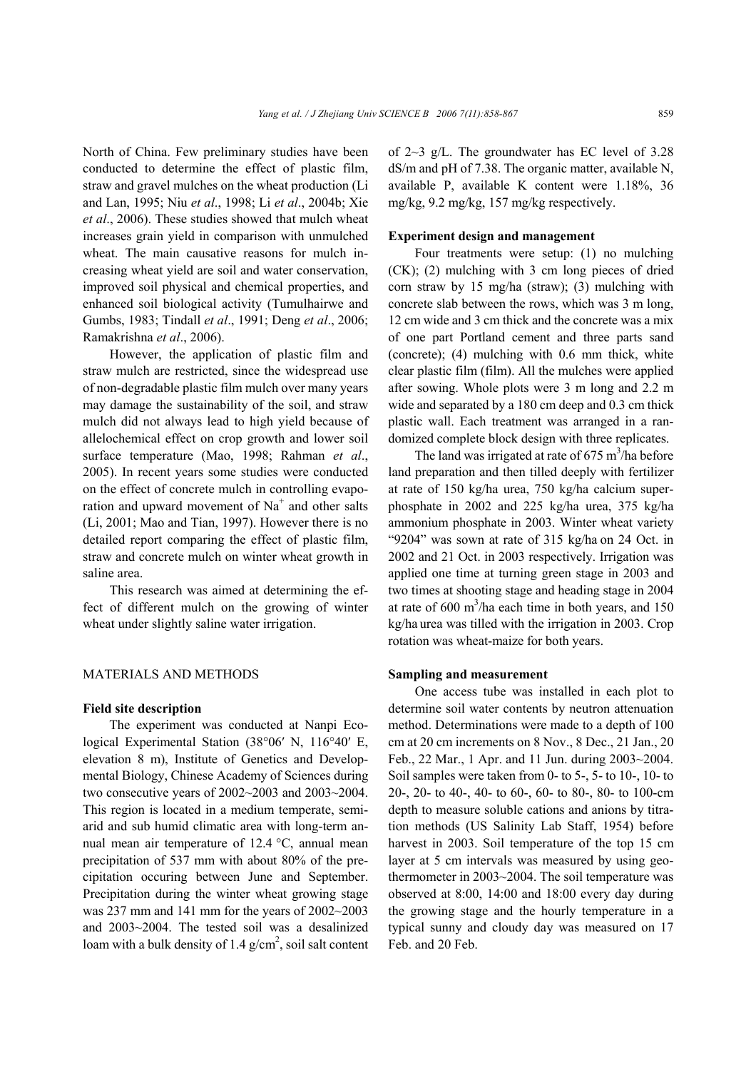North of China. Few preliminary studies have been conducted to determine the effect of plastic film, straw and gravel mulches on the wheat production (Li and Lan, 1995; Niu *et al*., 1998; Li *et al*., 2004b; Xie *et al*., 2006). These studies showed that mulch wheat increases grain yield in comparison with unmulched wheat. The main causative reasons for mulch increasing wheat yield are soil and water conservation, improved soil physical and chemical properties, and enhanced soil biological activity (Tumulhairwe and Gumbs, 1983; Tindall *et al*., 1991; Deng *et al*., 2006; Ramakrishna *et al*., 2006).

However, the application of plastic film and straw mulch are restricted, since the widespread use of non-degradable plastic film mulch over many years may damage the sustainability of the soil, and straw mulch did not always lead to high yield because of allelochemical effect on crop growth and lower soil surface temperature (Mao, 1998; Rahman *et al*., 2005). In recent years some studies were conducted on the effect of concrete mulch in controlling evaporation and upward movement of $Na^+$ and other salts (Li, 2001; Mao and Tian, 1997). However there is no detailed report comparing the effect of plastic film, straw and concrete mulch on winter wheat growth in saline area.

This research was aimed at determining the effect of different mulch on the growing of winter wheat under slightly saline water irrigation.

## MATERIALS AND METHODS

### Field site description

The experiment was conducted at Nanpi Ecological Experimental Station (38°06′ N, 116°40′ E, elevation 8 m), Institute of Genetics and Developmental Biology, Chinese Academy of Sciences during two consecutive years of 2002~2003 and 2003~2004. This region is located in a medium temperate, semi-arid and sub humid climatic area with long-term annual mean air temperature of 12.4 °C, annual mean precipitation of 537 mm with about 80% of the precipitation occuring between June and September. Precipitation during the winter wheat growing stage was 237 mm and 141 mm for the years of 2002~2003 and 2003~2004. The tested soil was a desalinized loam with a bulk density of 1.4 g/cm$^2$, soil salt content of 2~3 g/L. The groundwater has EC level of 3.28 dS/m and pH of 7.38. The organic matter, available N, available P, available K content were 1.18%, 36 mg/kg, 9.2 mg/kg, 157 mg/kg respectively.

### Experiment design and management

Four treatments were setup: (1) no mulching (CK); (2) mulching with 3 cm long pieces of dried corn straw by 15 mg/ha (straw); (3) mulching with concrete slab between the rows, which was 3 m long, 12 cm wide and 3 cm thick and the concrete was a mix of one part Portland cement and three parts sand (concrete); (4) mulching with 0.6 mm thick, white clear plastic film (film). All the mulches were applied after sowing. Whole plots were 3 m long and 2.2 m wide and separated by a 180 cm deep and 0.3 cm thick plastic wall. Each treatment was arranged in a randomized complete block design with three replicates.

The land was irrigated at rate of 675 m$^3$/ha before land preparation and then tilled deeply with fertilizer at rate of 150 kg/ha urea, 750 kg/ha calcium superphosphate in 2002 and 225 kg/ha urea, 375 kg/ha ammonium phosphate in 2003. Winter wheat variety "9204" was sown at rate of 315 kg/ha on 24 Oct. in 2002 and 21 Oct. in 2003 respectively. Irrigation was applied one time at turning green stage in 2003 and two times at shooting stage and heading stage in 2004 at rate of 600 m$^3$/ha each time in both years, and 150 kg/ha urea was tilled with the irrigation in 2003. Crop rotation was wheat-maize for both years.

### Sampling and measurement

One access tube was installed in each plot to determine soil water contents by neutron attenuation method. Determinations were made to a depth of 100 cm at 20 cm increments on 8 Nov., 8 Dec., 21 Jan., 20 Feb., 22 Mar., 1 Apr. and 11 Jun. during 2003~2004. Soil samples were taken from 0- to 5-, 5- to 10-, 10- to 20-, 20- to 40-, 40- to 60-, 60- to 80-, 80- to 100-cm depth to measure soluble cations and anions by titration methods (US Salinity Lab Staff, 1954) before harvest in 2003. Soil temperature of the top 15 cm layer at 5 cm intervals was measured by using geothermometer in 2003~2004. The soil temperature was observed at 8:00, 14:00 and 18:00 every day during the growing stage and the hourly temperature in a typical sunny and cloudy day was measured on 17 Feb. and 20 Feb.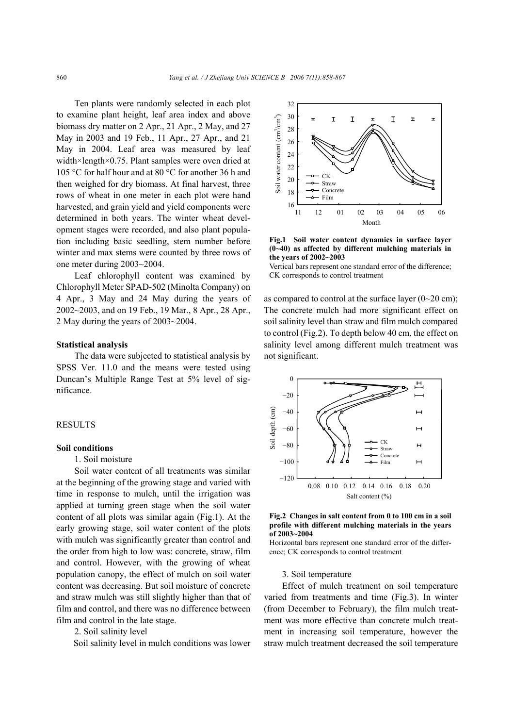Ten plants were randomly selected in each plot to examine plant height, leaf area index and above biomass dry matter on 2 Apr., 21 Apr., 2 May, and 27 May in 2003 and 19 Feb., 11 Apr., 27 Apr., and 21 May in 2004. Leaf area was measured by leaf width×length×0.75. Plant samples were oven dried at 105 °C for half hour and at 80 °C for another 36 h and then weighed for dry biomass. At final harvest, three rows of wheat in one meter in each plot were hand harvested, and grain yield and yield components were determined in both years. The winter wheat development stages were recorded, and also plant population including basic seedling, stem number before winter and max stems were counted by three rows of one meter during 2003~2004.

Leaf chlorophyll content was examined by Chlorophyll Meter SPAD-502 (Minolta Company) on 4 Apr., 3 May and 24 May during the years of 2002~2003, and on 19 Feb., 19 Mar., 8 Apr., 28 Apr., 2 May during the years of 2003~2004.

**Statistical analysis**

The data were subjected to statistical analysis by SPSS Ver. 11.0 and the means were tested using Duncan's Multiple Range Test at 5% level of significance.

## RESULTS

**Soil conditions**

1. Soil moisture

Soil water content of all treatments was similar at the beginning of the growing stage and varied with time in response to mulch, until the irrigation was applied at turning green stage when the soil water content of all plots was similar again (Fig.1). At the early growing stage, soil water content of the plots with mulch was significantly greater than control and the order from high to low was: concrete, straw, film and control. However, with the growing of wheat population canopy, the effect of mulch on soil water content was decreasing. But soil moisture of concrete and straw mulch was still slightly higher than that of film and control, and there was no difference between film and control in the late stage.

2. Soil salinity level

Soil salinity level in mulch conditions was lower as compared to control at the surface layer (0~20 cm); The concrete mulch had more significant effect on soil salinity level than straw and film mulch compared to control (Fig.2). To depth below 40 cm, the effect on salinity level among different mulch treatment was not significant.

**Fig.1 Soil water content dynamics in surface layer (0~40) as affected by different mulching materials in the years of 2002~2003**

Vertical bars represent one standard error of the difference; CK corresponds to control treatment

**Fig.2 Changes in salt content from 0 to 100 cm in a soil profile with different mulching materials in the years of 2003~2004**

Horizontal bars represent one standard error of the difference; CK corresponds to control treatment

3. Soil temperature

Effect of mulch treatment on soil temperature varied from treatments and time (Fig.3). In winter (from December to February), the film mulch treatment was more effective than concrete mulch treatment in increasing soil temperature, however the straw mulch treatment decreased the soil temperature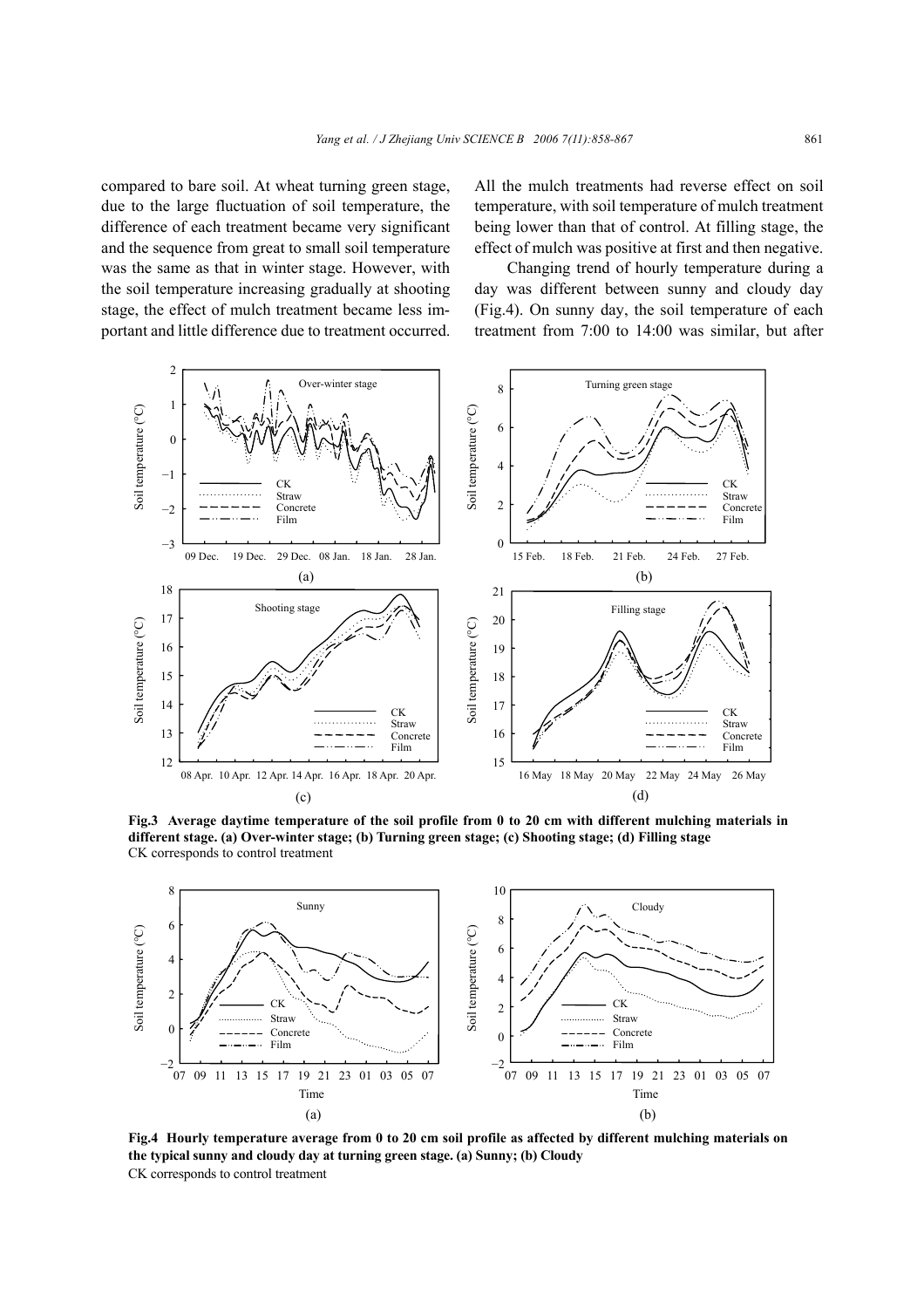compared to bare soil. At wheat turning green stage, due to the large fluctuation of soil temperature, the difference of each treatment became very significant and the sequence from great to small soil temperature was the same as that in winter stage. However, with the soil temperature increasing gradually at shooting stage, the effect of mulch treatment became less important and little difference due to treatment occurred. All the mulch treatments had reverse effect on soil temperature, with soil temperature of mulch treatment being lower than that of control. At filling stage, the effect of mulch was positive at first and then negative.

Changing trend of hourly temperature during a day was different between sunny and cloudy day (Fig.4). On sunny day, the soil temperature of each treatment from 7:00 to 14:00 was similar, but after

**Fig.3 Average daytime temperature of the soil profile from 0 to 20 cm with different mulching materials in different stage. (a) Over-winter stage; (b) Turning green stage; (c) Shooting stage; (d) Filling stage**
CK corresponds to control treatment

**Fig.4 Hourly temperature average from 0 to 20 cm soil profile as affected by different mulching materials on the typical sunny and cloudy day at turning green stage. (a) Sunny; (b) Cloudy**
CK corresponds to control treatment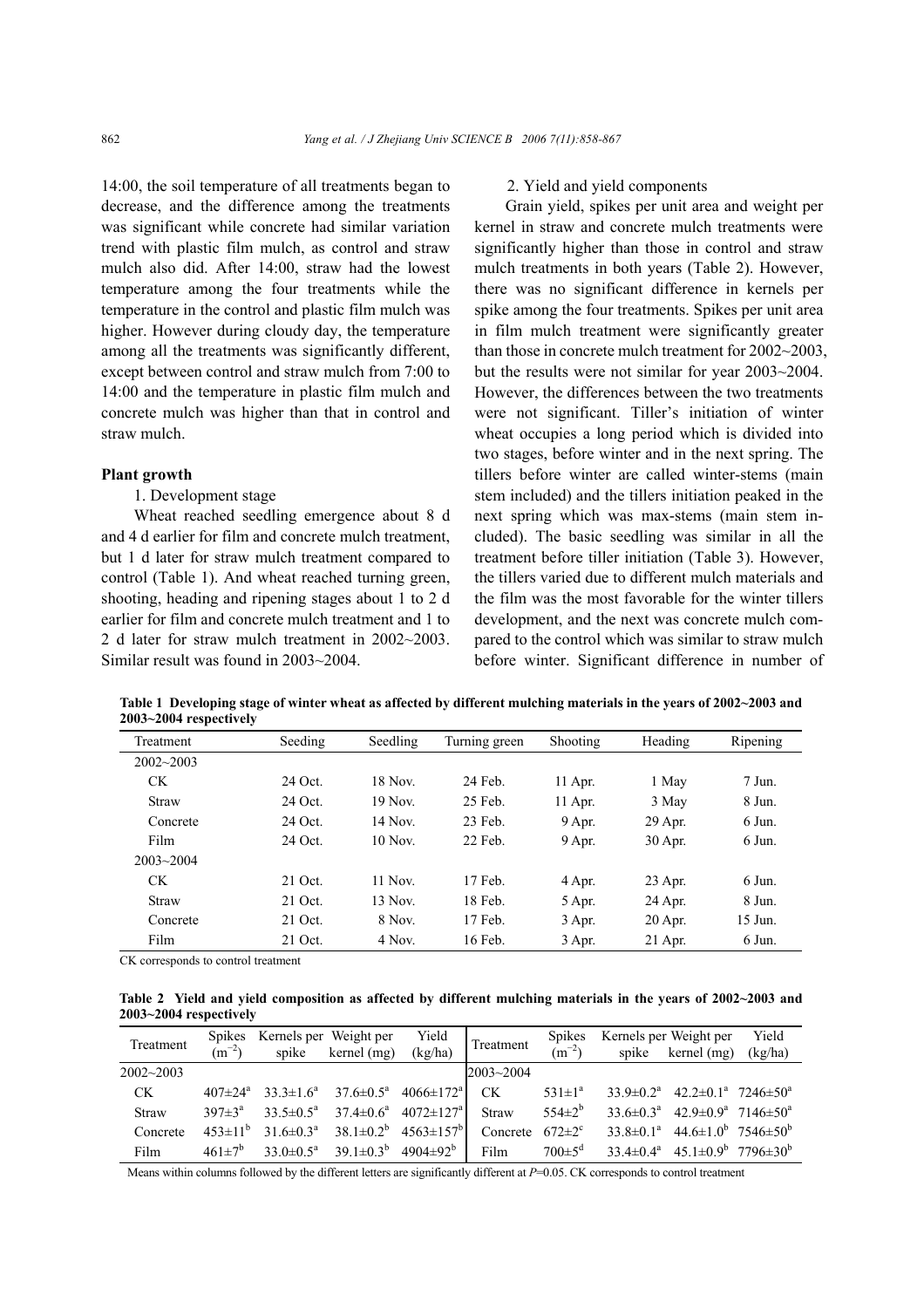14:00, the soil temperature of all treatments began to decrease, and the difference among the treatments was significant while concrete had similar variation trend with plastic film mulch, as control and straw mulch also did. After 14:00, straw had the lowest temperature among the four treatments while the temperature in the control and plastic film mulch was higher. However during cloudy day, the temperature among all the treatments was significantly different, except between control and straw mulch from 7:00 to 14:00 and the temperature in plastic film mulch and concrete mulch was higher than that in control and straw mulch.

### Plant growth

1. Development stage

Wheat reached seedling emergence about 8 d and 4 d earlier for film and concrete mulch treatment, but 1 d later for straw mulch treatment compared to control (Table 1). And wheat reached turning green, shooting, heading and ripening stages about 1 to 2 d earlier for film and concrete mulch treatment and 1 to 2 d later for straw mulch treatment in 2002~2003. Similar result was found in 2003~2004.

2. Yield and yield components

Grain yield, spikes per unit area and weight per kernel in straw and concrete mulch treatments were significantly higher than those in control and straw mulch treatments in both years (Table 2). However, there was no significant difference in kernels per spike among the four treatments. Spikes per unit area in film mulch treatment were significantly greater than those in concrete mulch treatment for 2002~2003, but the results were not similar for year 2003~2004. However, the differences between the two treatments were not significant. Tiller's initiation of winter wheat occupies a long period which is divided into two stages, before winter and in the next spring. The tillers before winter are called winter-stems (main stem included) and the tillers initiation peaked in the next spring which was max-stems (main stem included). The basic seedling was similar in all the treatment before tiller initiation (Table 3). However, the tillers varied due to different mulch materials and the film was the most favorable for the winter tillers development, and the next was concrete mulch compared to the control which was similar to straw mulch before winter. Significant difference in number of

**Table 1 Developing stage of winter wheat as affected by different mulching materials in the years of 2002~2003 and 2003~2004 respectively**

| Treatment | Seeding | Seedling | Turning green | Shooting | Heading | Ripening |
|---|---|---|---|---|---|---|
| 2002~2003 | | | | | | |
| CK | 24 Oct. | 18 Nov. | 24 Feb. | 11 Apr. | 1 May | 7 Jun. |
| Straw | 24 Oct. | 19 Nov. | 25 Feb. | 11 Apr. | 3 May | 8 Jun. |
| Concrete | 24 Oct. | 14 Nov. | 23 Feb. | 9 Apr. | 29 Apr. | 6 Jun. |
| Film | 24 Oct. | 10 Nov. | 22 Feb. | 9 Apr. | 30 Apr. | 6 Jun. |
| 2003~2004 | | | | | | |
| CK | 21 Oct. | 11 Nov. | 17 Feb. | 4 Apr. | 23 Apr. | 6 Jun. |
| Straw | 21 Oct. | 13 Nov. | 18 Feb. | 5 Apr. | 24 Apr. | 8 Jun. |
| Concrete | 21 Oct. | 8 Nov. | 17 Feb. | 3 Apr. | 20 Apr. | 15 Jun. |
| Film | 21 Oct. | 4 Nov. | 16 Feb. | 3 Apr. | 21 Apr. | 6 Jun. |

CK corresponds to control treatment

**Table 2 Yield and yield composition as affected by different mulching materials in the years of 2002~2003 and 2003~2004 respectively**

| Treatment | Spikes ($m^{-2}$) | Kernels per spike | Weight per kernel (mg) | Yield (kg/ha) | Treatment | Spikes ($m^{-2}$) | Kernels per spike | Weight per kernel (mg) | Yield (kg/ha) |
|---|---|---|---|---|---|---|---|---|---|
| 2002~2003 | | | | | 2003~2004 | | | | |
| CK | $407\pm24^{a}$ | $33.3\pm1.6^{a}$ | $37.6\pm0.5^{a}$ | $4066\pm172^{a}$ | CK | $531\pm1^{a}$ | $33.9\pm0.2^{a}$ | $42.2\pm0.1^{a}$ | $7246\pm50^{a}$ |
| Straw | $397\pm3^{a}$ | $33.5\pm0.5^{a}$ | $37.4\pm0.6^{a}$ | $4072\pm127^{a}$ | Straw | $554\pm2^{b}$ | $33.6\pm0.3^{a}$ | $42.9\pm0.9^{a}$ | $7146\pm50^{a}$ |
| Concrete | $453\pm11^{b}$ | $31.6\pm0.3^{a}$ | $38.1\pm0.2^{b}$ | $4563\pm157^{b}$ | Concrete | $672\pm2^{c}$ | $33.8\pm0.1^{a}$ | $44.6\pm1.0^{b}$ | $7546\pm50^{b}$ |
| Film | $461\pm7^{b}$ | $33.0\pm0.5^{a}$ | $39.1\pm0.3^{b}$ | $4904\pm92^{b}$ | Film | $700\pm5^{d}$ | $33.4\pm0.4^{a}$ | $45.1\pm0.9^{b}$ | $7796\pm30^{b}$ |

Means within columns followed by the different letters are significantly different at $P$=0.05. CK corresponds to control treatment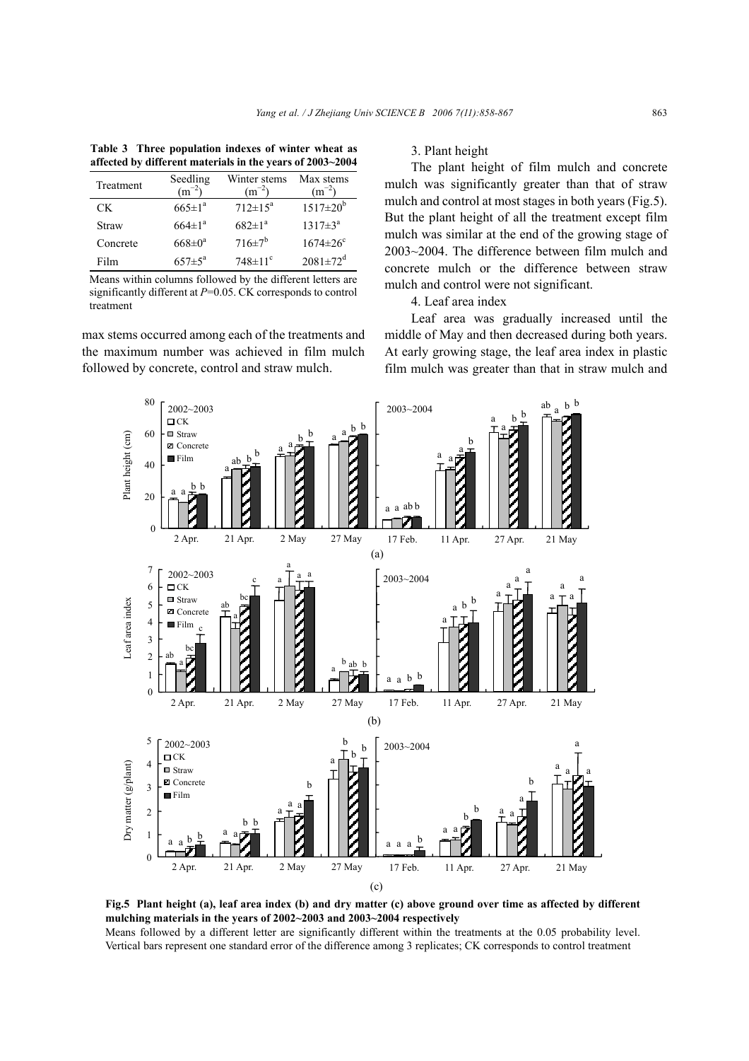**Table 3 Three population indexes of winter wheat as affected by different materials in the years of 2003~2004**

| Treatment | Seedling ($m^{-2}$) | Winter stems ($m^{-2}$) | Max stems ($m^{-2}$) |
|---|---|---|---|
| CK | $665\pm1^a$ | $712\pm15^a$ | $1517\pm20^b$ |
| Straw | $664\pm1^a$ | $682\pm1^a$ | $1317\pm3^a$ |
| Concrete | $668\pm0^a$ | $716\pm7^b$ | $1674\pm26^c$ |
| Film | $657\pm5^a$ | $748\pm11^c$ | $2081\pm72^d$ |

Means within columns followed by the different letters are significantly different at $P$=0.05. CK corresponds to control treatment

max stems occurred among each of the treatments and the maximum number was achieved in film mulch followed by concrete, control and straw mulch.

3. Plant height

The plant height of film mulch and concrete mulch was significantly greater than that of straw mulch and control at most stages in both years (Fig.5). But the plant height of all the treatment except film mulch was similar at the end of the growing stage of 2003~2004. The difference between film mulch and concrete mulch or the difference between straw mulch and control were not significant.

4. Leaf area index

Leaf area was gradually increased until the middle of May and then decreased during both years. At early growing stage, the leaf area index in plastic film mulch was greater than that in straw mulch and

**Fig.5 Plant height (a), leaf area index (b) and dry matter (c) above ground over time as affected by different mulching materials in the years of 2002~2003 and 2003~2004 respectively**

Means followed by a different letter are significantly different within the treatments at the 0.05 probability level. Vertical bars represent one standard error of the difference among 3 replicates; CK corresponds to control treatment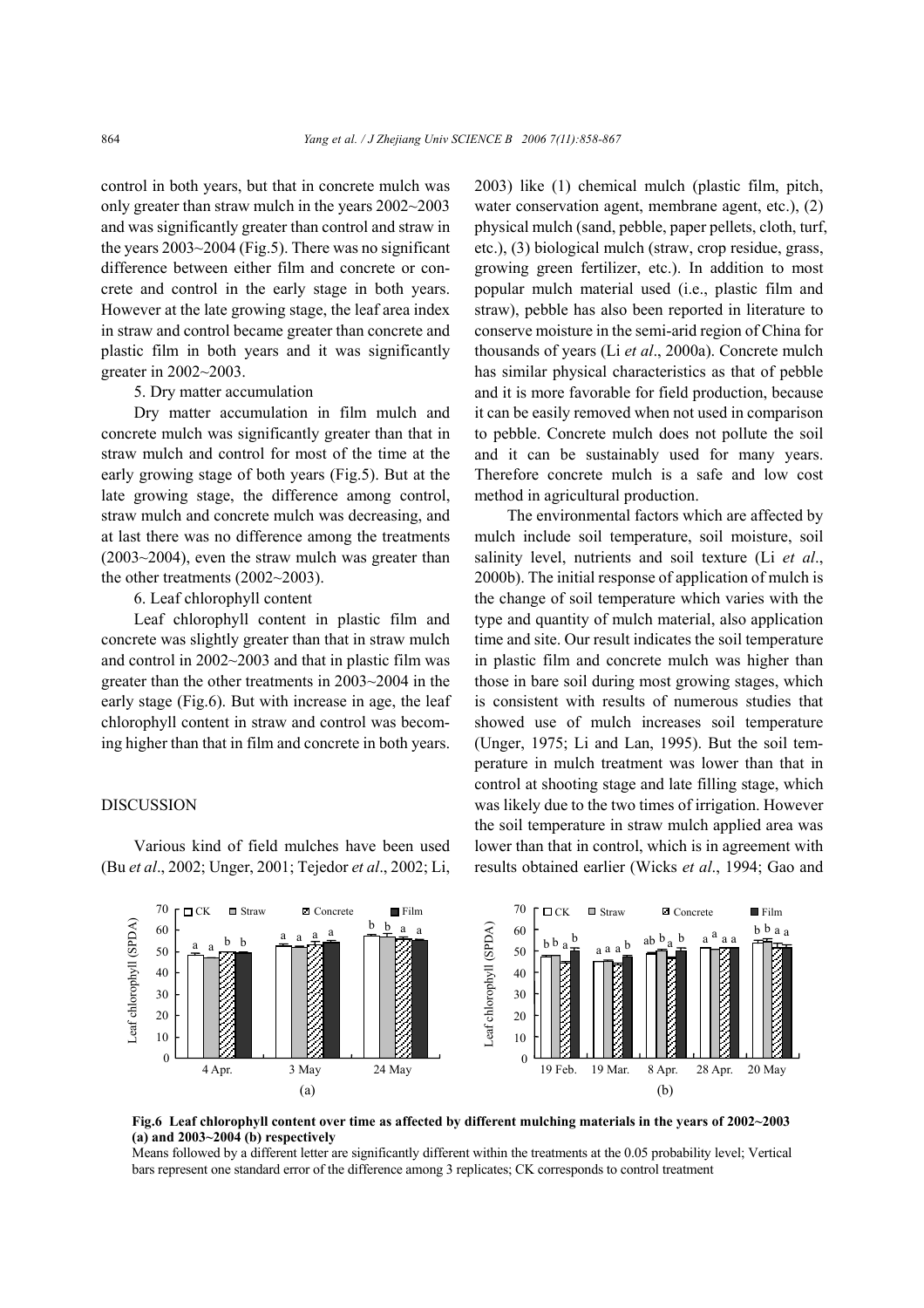control in both years, but that in concrete mulch was only greater than straw mulch in the years 2002~2003 and was significantly greater than control and straw in the years 2003~2004 (Fig.5). There was no significant difference between either film and concrete or concrete and control in the early stage in both years. However at the late growing stage, the leaf area index in straw and control became greater than concrete and plastic film in both years and it was significantly greater in 2002~2003.

5. Dry matter accumulation

Dry matter accumulation in film mulch and concrete mulch was significantly greater than that in straw mulch and control for most of the time at the early growing stage of both years (Fig.5). But at the late growing stage, the difference among control, straw mulch and concrete mulch was decreasing, and at last there was no difference among the treatments (2003~2004), even the straw mulch was greater than the other treatments (2002~2003).

6. Leaf chlorophyll content

Leaf chlorophyll content in plastic film and concrete was slightly greater than that in straw mulch and control in 2002~2003 and that in plastic film was greater than the other treatments in 2003~2004 in the early stage (Fig.6). But with increase in age, the leaf chlorophyll content in straw and control was becoming higher than that in film and concrete in both years.

## DISCUSSION

Various kind of field mulches have been used (Bu *et al*., 2002; Unger, 2001; Tejedor *et al*., 2002; Li, 2003) like (1) chemical mulch (plastic film, pitch, water conservation agent, membrane agent, etc.), (2) physical mulch (sand, pebble, paper pellets, cloth, turf, etc.), (3) biological mulch (straw, crop residue, grass, growing green fertilizer, etc.). In addition to most popular mulch material used (i.e., plastic film and straw), pebble has also been reported in literature to conserve moisture in the semi-arid region of China for thousands of years (Li *et al*., 2000a). Concrete mulch has similar physical characteristics as that of pebble and it is more favorable for field production, because it can be easily removed when not used in comparison to pebble. Concrete mulch does not pollute the soil and it can be sustainably used for many years. Therefore concrete mulch is a safe and low cost method in agricultural production.

The environmental factors which are affected by mulch include soil temperature, soil moisture, soil salinity level, nutrients and soil texture (Li *et al*., 2000b). The initial response of application of mulch is the change of soil temperature which varies with the type and quantity of mulch material, also application time and site. Our result indicates the soil temperature in plastic film and concrete mulch was higher than those in bare soil during most growing stages, which is consistent with results of numerous studies that showed use of mulch increases soil temperature (Unger, 1975; Li and Lan, 1995). But the soil temperature in mulch treatment was lower than that in control at shooting stage and late filling stage, which was likely due to the two times of irrigation. However the soil temperature in straw mulch applied area was lower than that in control, which is in agreement with results obtained earlier (Wicks *et al*., 1994; Gao and

**Fig.6 Leaf chlorophyll content over time as affected by different mulching materials in the years of 2002~2003 (a) and 2003~2004 (b) respectively**

Means followed by a different letter are significantly different within the treatments at the 0.05 probability level; Vertical bars represent one standard error of the difference among 3 replicates; CK corresponds to control treatment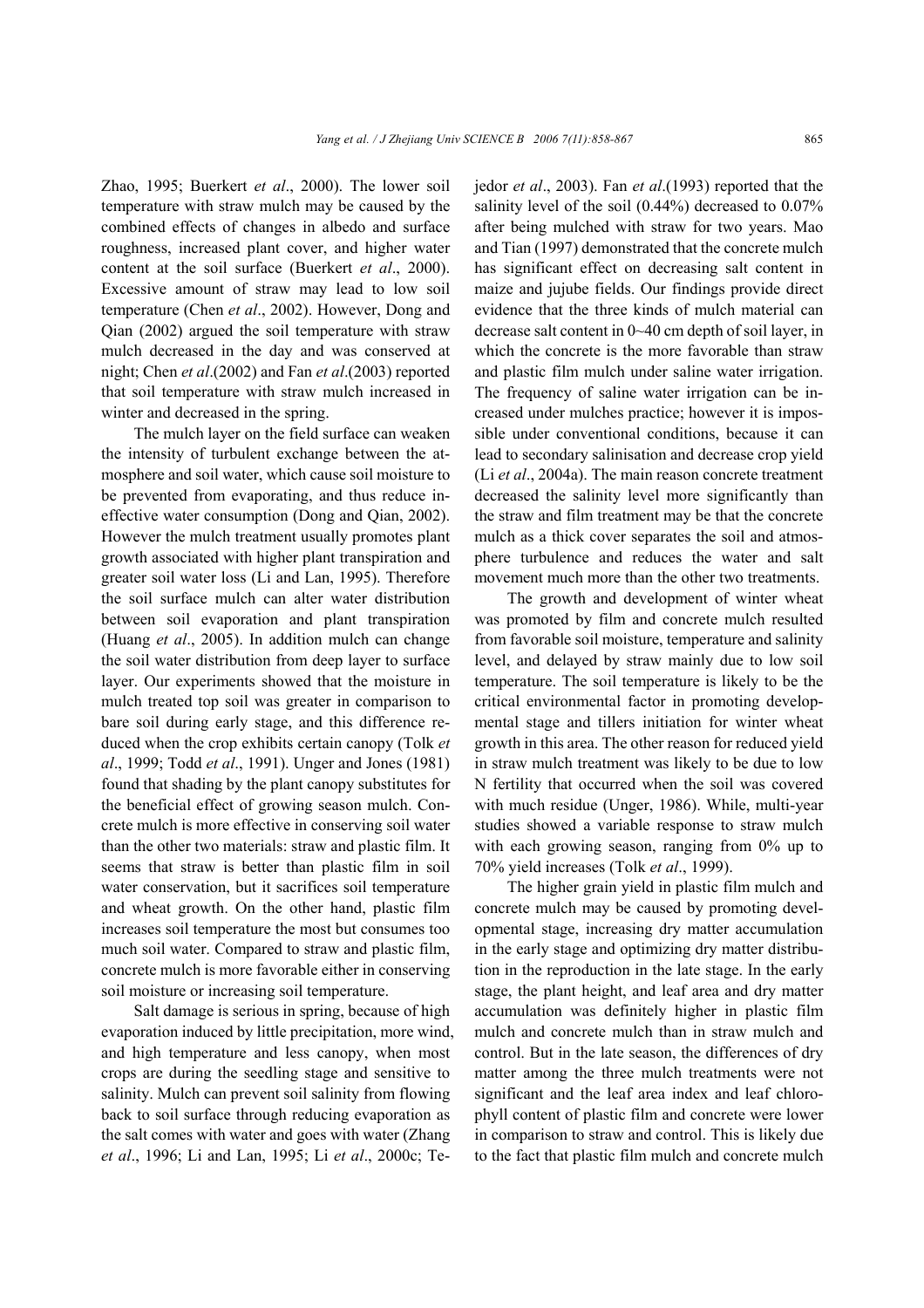Zhao, 1995; Buerkert *et al*., 2000). The lower soil temperature with straw mulch may be caused by the combined effects of changes in albedo and surface roughness, increased plant cover, and higher water content at the soil surface (Buerkert *et al*., 2000). Excessive amount of straw may lead to low soil temperature (Chen *et al*., 2002). However, Dong and Qian (2002) argued the soil temperature with straw mulch decreased in the day and was conserved at night; Chen *et al*.(2002) and Fan *et al*.(2003) reported that soil temperature with straw mulch increased in winter and decreased in the spring.

The mulch layer on the field surface can weaken the intensity of turbulent exchange between the atmosphere and soil water, which cause soil moisture to be prevented from evaporating, and thus reduce ineffective water consumption (Dong and Qian, 2002). However the mulch treatment usually promotes plant growth associated with higher plant transpiration and greater soil water loss (Li and Lan, 1995). Therefore the soil surface mulch can alter water distribution between soil evaporation and plant transpiration (Huang *et al*., 2005). In addition mulch can change the soil water distribution from deep layer to surface layer. Our experiments showed that the moisture in mulch treated top soil was greater in comparison to bare soil during early stage, and this difference reduced when the crop exhibits certain canopy (Tolk *et al*., 1999; Todd *et al*., 1991). Unger and Jones (1981) found that shading by the plant canopy substitutes for the beneficial effect of growing season mulch. Concrete mulch is more effective in conserving soil water than the other two materials: straw and plastic film. It seems that straw is better than plastic film in soil water conservation, but it sacrifices soil temperature and wheat growth. On the other hand, plastic film increases soil temperature the most but consumes too much soil water. Compared to straw and plastic film, concrete mulch is more favorable either in conserving soil moisture or increasing soil temperature.

Salt damage is serious in spring, because of high evaporation induced by little precipitation, more wind, and high temperature and less canopy, when most crops are during the seedling stage and sensitive to salinity. Mulch can prevent soil salinity from flowing back to soil surface through reducing evaporation as the salt comes with water and goes with water (Zhang *et al*., 1996; Li and Lan, 1995; Li *et al*., 2000c; Tejedor *et al*., 2003). Fan *et al*.(1993) reported that the salinity level of the soil (0.44%) decreased to 0.07% after being mulched with straw for two years. Mao and Tian (1997) demonstrated that the concrete mulch has significant effect on decreasing salt content in maize and jujube fields. Our findings provide direct evidence that the three kinds of mulch material can decrease salt content in 0~40 cm depth of soil layer, in which the concrete is the more favorable than straw and plastic film mulch under saline water irrigation. The frequency of saline water irrigation can be increased under mulches practice; however it is impossible under conventional conditions, because it can lead to secondary salinisation and decrease crop yield (Li *et al*., 2004a). The main reason concrete treatment decreased the salinity level more significantly than the straw and film treatment may be that the concrete mulch as a thick cover separates the soil and atmosphere turbulence and reduces the water and salt movement much more than the other two treatments.

The growth and development of winter wheat was promoted by film and concrete mulch resulted from favorable soil moisture, temperature and salinity level, and delayed by straw mainly due to low soil temperature. The soil temperature is likely to be the critical environmental factor in promoting developmental stage and tillers initiation for winter wheat growth in this area. The other reason for reduced yield in straw mulch treatment was likely to be due to low N fertility that occurred when the soil was covered with much residue (Unger, 1986). While, multi-year studies showed a variable response to straw mulch with each growing season, ranging from 0% up to 70% yield increases (Tolk *et al*., 1999).

The higher grain yield in plastic film mulch and concrete mulch may be caused by promoting developmental stage, increasing dry matter accumulation in the early stage and optimizing dry matter distribution in the reproduction in the late stage. In the early stage, the plant height, and leaf area and dry matter accumulation was definitely higher in plastic film mulch and concrete mulch than in straw mulch and control. But in the late season, the differences of dry matter among the three mulch treatments were not significant and the leaf area index and leaf chlorophyll content of plastic film and concrete were lower in comparison to straw and control. This is likely due to the fact that plastic film mulch and concrete mulch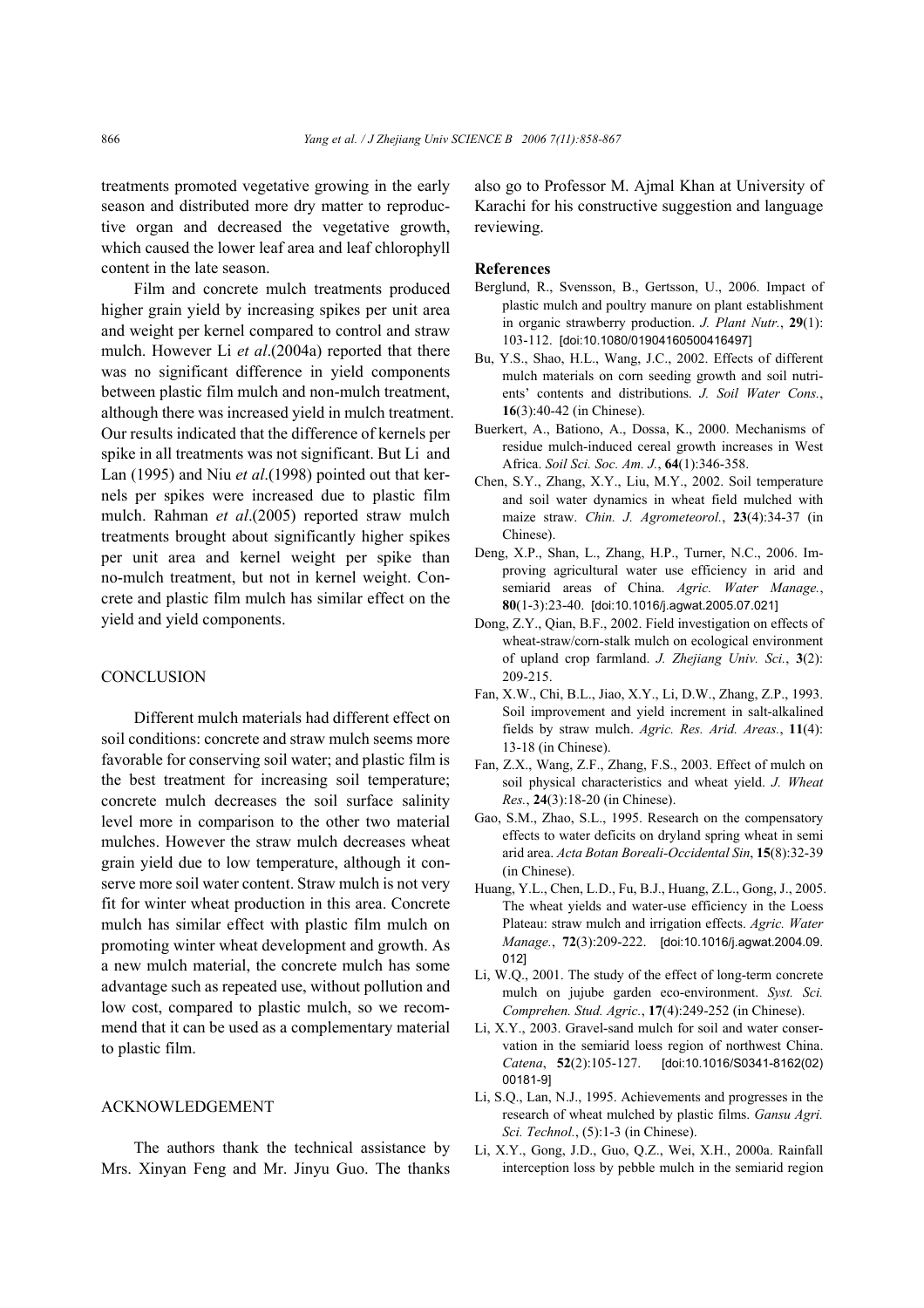treatments promoted vegetative growing in the early season and distributed more dry matter to reproductive organ and decreased the vegetative growth, which caused the lower leaf area and leaf chlorophyll content in the late season.

Film and concrete mulch treatments produced higher grain yield by increasing spikes per unit area and weight per kernel compared to control and straw mulch. However Li *et al*.(2004a) reported that there was no significant difference in yield components between plastic film mulch and non-mulch treatment, although there was increased yield in mulch treatment. Our results indicated that the difference of kernels per spike in all treatments was not significant. But Li and Lan (1995) and Niu *et al*.(1998) pointed out that kernels per spikes were increased due to plastic film mulch. Rahman *et al*.(2005) reported straw mulch treatments brought about significantly higher spikes per unit area and kernel weight per spike than no-mulch treatment, but not in kernel weight. Concrete and plastic film mulch has similar effect on the yield and yield components.

## CONCLUSION

Different mulch materials had different effect on soil conditions: concrete and straw mulch seems more favorable for conserving soil water; and plastic film is the best treatment for increasing soil temperature; concrete mulch decreases the soil surface salinity level more in comparison to the other two material mulches. However the straw mulch decreases wheat grain yield due to low temperature, although it conserve more soil water content. Straw mulch is not very fit for winter wheat production in this area. Concrete mulch has similar effect with plastic film mulch on promoting winter wheat development and growth. As a new mulch material, the concrete mulch has some advantage such as repeated use, without pollution and low cost, compared to plastic mulch, so we recommend that it can be used as a complementary material to plastic film.

## ACKNOWLEDGEMENT

The authors thank the technical assistance by Mrs. Xinyan Feng and Mr. Jinyu Guo. The thanks also go to Professor M. Ajmal Khan at University of Karachi for his constructive suggestion and language reviewing.

## References

Berglund, R., Svensson, B., Gertsson, U., 2006. Impact of plastic mulch and poultry manure on plant establishment in organic strawberry production. *J. Plant Nutr.*, **29**(1): 103-112. [doi:10.1080/01904160500416497]

Bu, Y.S., Shao, H.L., Wang, J.C., 2002. Effects of different mulch materials on corn seeding growth and soil nutrients' contents and distributions. *J. Soil Water Cons.*, **16**(3):40-42 (in Chinese).

Buerkert, A., Bationo, A., Dossa, K., 2000. Mechanisms of residue mulch-induced cereal growth increases in West Africa. *Soil Sci. Soc. Am. J.*, **64**(1):346-358.

Chen, S.Y., Zhang, X.Y., Liu, M.Y., 2002. Soil temperature and soil water dynamics in wheat field mulched with maize straw. *Chin. J. Agrometeorol.*, **23**(4):34-37 (in Chinese).

Deng, X.P., Shan, L., Zhang, H.P., Turner, N.C., 2006. Improving agricultural water use efficiency in arid and semiarid areas of China. *Agric. Water Manage.*, **80**(1-3):23-40. [doi:10.1016/j.agwat.2005.07.021]

Dong, Z.Y., Qian, B.F., 2002. Field investigation on effects of wheat-straw/corn-stalk mulch on ecological environment of upland crop farmland. *J. Zhejiang Univ. Sci.*, **3**(2): 209-215.

Fan, X.W., Chi, B.L., Jiao, X.Y., Li, D.W., Zhang, Z.P., 1993. Soil improvement and yield increment in salt-alkalined fields by straw mulch. *Agric. Res. Arid. Areas.*, **11**(4): 13-18 (in Chinese).

Fan, Z.X., Wang, Z.F., Zhang, F.S., 2003. Effect of mulch on soil physical characteristics and wheat yield. *J. Wheat Res.*, **24**(3):18-20 (in Chinese).

Gao, S.M., Zhao, S.L., 1995. Research on the compensatory effects to water deficits on dryland spring wheat in semi arid area. *Acta Botan Boreali-Occidental Sin*, **15**(8):32-39 (in Chinese).

Huang, Y.L., Chen, L.D., Fu, B.J., Huang, Z.L., Gong, J., 2005. The wheat yields and water-use efficiency in the Loess Plateau: straw mulch and irrigation effects. *Agric. Water Manage.*, **72**(3):209-222. [doi:10.1016/j.agwat.2004.09.012]

Li, W.Q., 2001. The study of the effect of long-term concrete mulch on jujube garden eco-environment. *Syst. Sci. Comprehen. Stud. Agric.*, **17**(4):249-252 (in Chinese).

Li, X.Y., 2003. Gravel-sand mulch for soil and water conservation in the semiarid loess region of northwest China. *Catena*, **52**(2):105-127. [doi:10.1016/S0341-8162(02)00181-9]

Li, S.Q., Lan, N.J., 1995. Achievements and progresses in the research of wheat mulched by plastic films. *Gansu Agri. Sci. Technol.*, (5):1-3 (in Chinese).

Li, X.Y., Gong, J.D., Guo, Q.Z., Wei, X.H., 2000a. Rainfall interception loss by pebble mulch in the semiarid region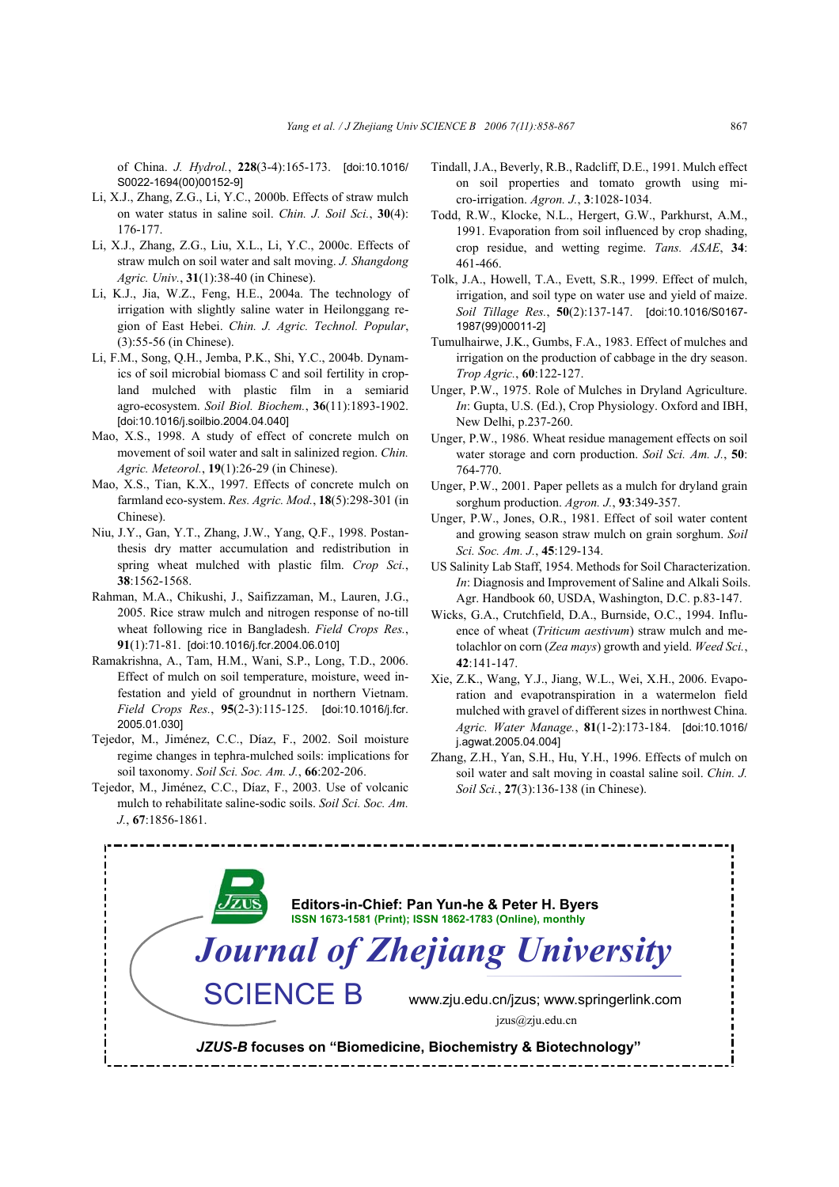of China. *J. Hydrol.*, **228**(3-4):165-173. [doi:10.1016/S0022-1694(00)00152-9]

Li, X.J., Zhang, Z.G., Li, Y.C., 2000b. Effects of straw mulch on water status in saline soil. *Chin. J. Soil Sci.*, **30**(4):176-177.

Li, X.J., Zhang, Z.G., Liu, X.L., Li, Y.C., 2000c. Effects of straw mulch on soil water and salt moving. *J. Shangdong Agric. Univ.*, **31**(1):38-40 (in Chinese).

Li, K.J., Jia, W.Z., Feng, H.E., 2004a. The technology of irrigation with slightly saline water in Heilonggang region of East Hebei. *Chin. J. Agric. Technol. Popular*, (3):55-56 (in Chinese).

Li, F.M., Song, Q.H., Jemba, P.K., Shi, Y.C., 2004b. Dynamics of soil microbial biomass C and soil fertility in cropland mulched with plastic film in a semiarid agro-ecosystem. *Soil Biol. Biochem.*, **36**(11):1893-1902. [doi:10.1016/j.soilbio.2004.04.040]

Mao, X.S., 1998. A study of effect of concrete mulch on movement of soil water and salt in salinized region. *Chin. Agric. Meteorol.*, **19**(1):26-29 (in Chinese).

Mao, X.S., Tian, K.X., 1997. Effects of concrete mulch on farmland eco-system. *Res. Agric. Mod.*, **18**(5):298-301 (in Chinese).

Niu, J.Y., Gan, Y.T., Zhang, J.W., Yang, Q.F., 1998. Postanthesis dry matter accumulation and redistribution in spring wheat mulched with plastic film. *Crop Sci.*, **38**:1562-1568.

Rahman, M.A., Chikushi, J., Saifizzaman, M., Lauren, J.G., 2005. Rice straw mulch and nitrogen response of no-till wheat following rice in Bangladesh. *Field Crops Res.*, **91**(1):71-81. [doi:10.1016/j.fcr.2004.06.010]

Ramakrishna, A., Tam, H.M., Wani, S.P., Long, T.D., 2006. Effect of mulch on soil temperature, moisture, weed infestation and yield of groundnut in northern Vietnam. *Field Crops Res.*, **95**(2-3):115-125. [doi:10.1016/j.fcr.2005.01.030]

Tejedor, M., Jiménez, C.C., Díaz, F., 2002. Soil moisture regime changes in tephra-mulched soils: implications for soil taxonomy. *Soil Sci. Soc. Am. J.*, **66**:202-206.

Tejedor, M., Jiménez, C.C., Díaz, F., 2003. Use of volcanic mulch to rehabilitate saline-sodic soils. *Soil Sci. Soc. Am. J.*, **67**:1856-1861.

Tindall, J.A., Beverly, R.B., Radcliff, D.E., 1991. Mulch effect on soil properties and tomato growth using micro-irrigation. *Agron. J.*, **3**:1028-1034.

Todd, R.W., Klocke, N.L., Hergert, G.W., Parkhurst, A.M., 1991. Evaporation from soil influenced by crop shading, crop residue, and wetting regime. *Tans. ASAE*, **34**:461-466.

Tolk, J.A., Howell, T.A., Evett, S.R., 1999. Effect of mulch, irrigation, and soil type on water use and yield of maize. *Soil Tillage Res.*, **50**(2):137-147. [doi:10.1016/S0167-1987(99)00011-2]

Tumulhairwe, J.K., Gumbs, F.A., 1983. Effect of mulches and irrigation on the production of cabbage in the dry season. *Trop Agric.*, **60**:122-127.

Unger, P.W., 1975. Role of Mulches in Dryland Agriculture. *In*: Gupta, U.S. (Ed.), Crop Physiology. Oxford and IBH, New Delhi, p.237-260.

Unger, P.W., 1986. Wheat residue management effects on soil water storage and corn production. *Soil Sci. Am. J.*, **50**:764-770.

Unger, P.W., 2001. Paper pellets as a mulch for dryland grain sorghum production. *Agron. J.*, **93**:349-357.

Unger, P.W., Jones, O.R., 1981. Effect of soil water content and growing season straw mulch on grain sorghum. *Soil Sci. Soc. Am. J.*, **45**:129-134.

US Salinity Lab Staff, 1954. Methods for Soil Characterization. *In*: Diagnosis and Improvement of Saline and Alkali Soils. Agr. Handbook 60, USDA, Washington, D.C. p.83-147.

Wicks, G.A., Crutchfield, D.A., Burnside, O.C., 1994. Influence of wheat (*Triticum aestivum*) straw mulch and metolachlor on corn (*Zea mays*) growth and yield. *Weed Sci.*, **42**:141-147.

Xie, Z.K., Wang, Y.J., Jiang, W.L., Wei, X.H., 2006. Evaporation and evapotranspiration in a watermelon field mulched with gravel of different sizes in northwest China. *Agric. Water Manage.*, **81**(1-2):173-184. [doi:10.1016/j.agwat.2005.04.004]

Zhang, Z.H., Yan, S.H., Hu, Y.H., 1996. Effects of mulch on soil water and salt moving in coastal saline soil. *Chin. J. Soil Sci.*, **27**(3):136-138 (in Chinese).

---

JZUS

**Editors-in-Chief: Pan Yun-he & Peter H. Byers**
**ISSN 1673-1581 (Print); ISSN 1862-1783 (Online), monthly**

***Journal of Zhejiang University***
SCIENCE B

www.zju.edu.cn/jzus; www.springerlink.com
jzus@zju.edu.cn

***JZUS-B*** **focuses on "Biomedicine, Biochemistry & Biotechnology"**